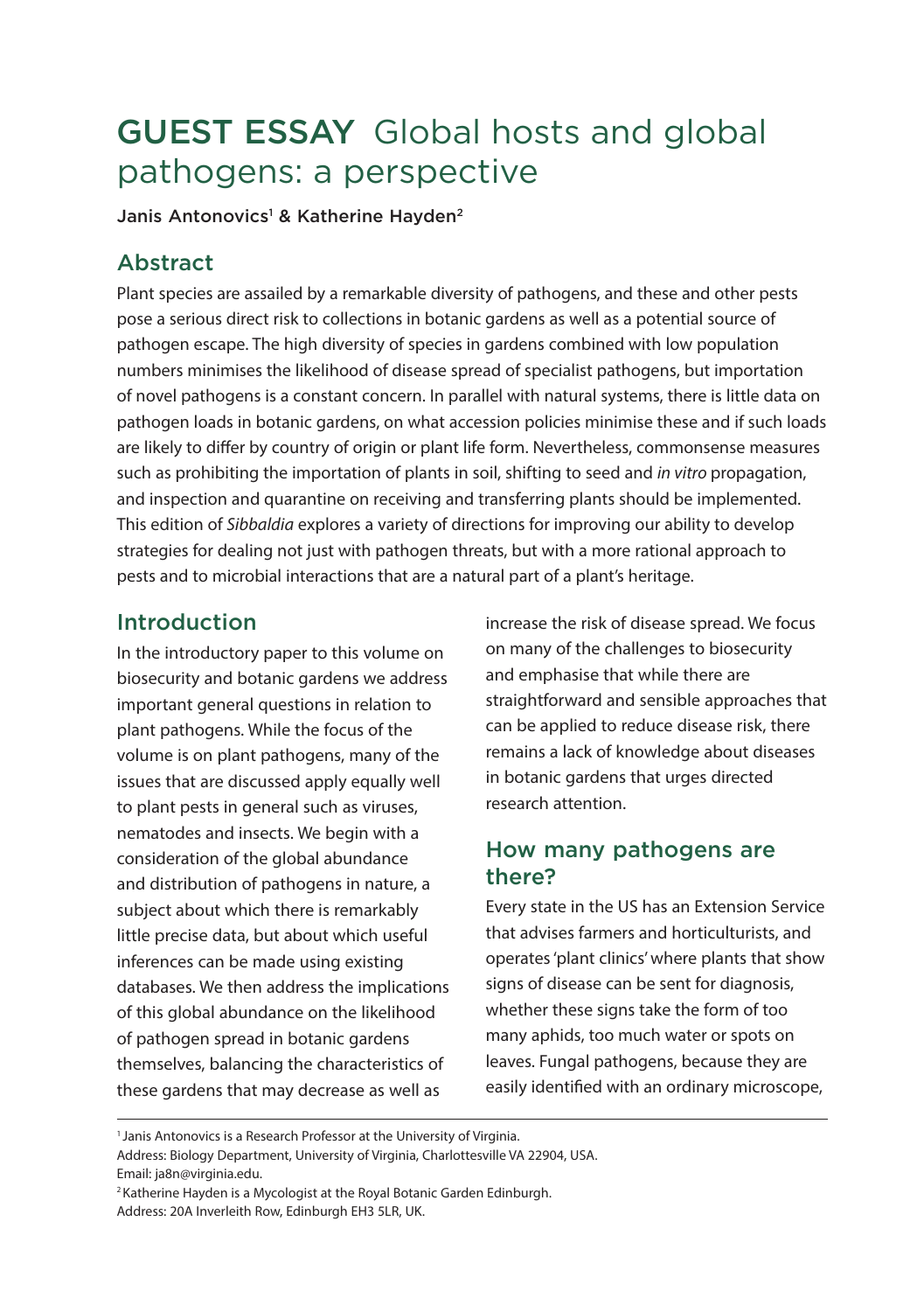# GUEST ESSAY Global hosts and global pathogens: a perspective

Janis Antonovics[1] & Katherine Hayden[2]

## Abstract

Plant species are assailed by a remarkable diversity of pathogens, and these and other pests pose a serious direct risk to collections in botanic gardens as well as a potential source of pathogen escape. The high diversity of species in gardens combined with low population numbers minimises the likelihood of disease spread of specialist pathogens, but importation of novel pathogens is a constant concern. In parallel with natural systems, there is little data on pathogen loads in botanic gardens, on what accession policies minimise these and if such loads are likely to differ by country of origin or plant life form. Nevertheless, commonsense measures such as prohibiting the importation of plants in soil, shifting to seed and *in vitro* propagation, and inspection and quarantine on receiving and transferring plants should be implemented. This edition of *Sibbaldia* explores a variety of directions for improving our ability to develop strategies for dealing not just with pathogen threats, but with a more rational approach to pests and to microbial interactions that are a natural part of a plant's heritage.

## Introduction

In the introductory paper to this volume on biosecurity and botanic gardens we address important general questions in relation to plant pathogens. While the focus of the volume is on plant pathogens, many of the issues that are discussed apply equally well to plant pests in general such as viruses, nematodes and insects. We begin with a consideration of the global abundance and distribution of pathogens in nature, a subject about which there is remarkably little precise data, but about which useful inferences can be made using existing databases. We then address the implications of this global abundance on the likelihood of pathogen spread in botanic gardens themselves, balancing the characteristics of these gardens that may decrease as well as increase the risk of disease spread. We focus on many of the challenges to biosecurity and emphasise that while there are straightforward and sensible approaches that can be applied to reduce disease risk, there remains a lack of knowledge about diseases in botanic gardens that urges directed research attention.

## How many pathogens are there?

Every state in the US has an Extension Service that advises farmers and horticulturists, and operates 'plant clinics' where plants that show signs of disease can be sent for diagnosis, whether these signs take the form of too many aphids, too much water or spots on leaves. Fungal pathogens, because they are easily identified with an ordinary microscope,

---

[1] Janis Antonovics is a Research Professor at the University of Virginia.
Address: Biology Department, University of Virginia, Charlottesville VA 22904, USA.
Email: ja8n@virginia.edu.

[2] Katherine Hayden is a Mycologist at the Royal Botanic Garden Edinburgh.
Address: 20A Inverleith Row, Edinburgh EH3 5LR, UK.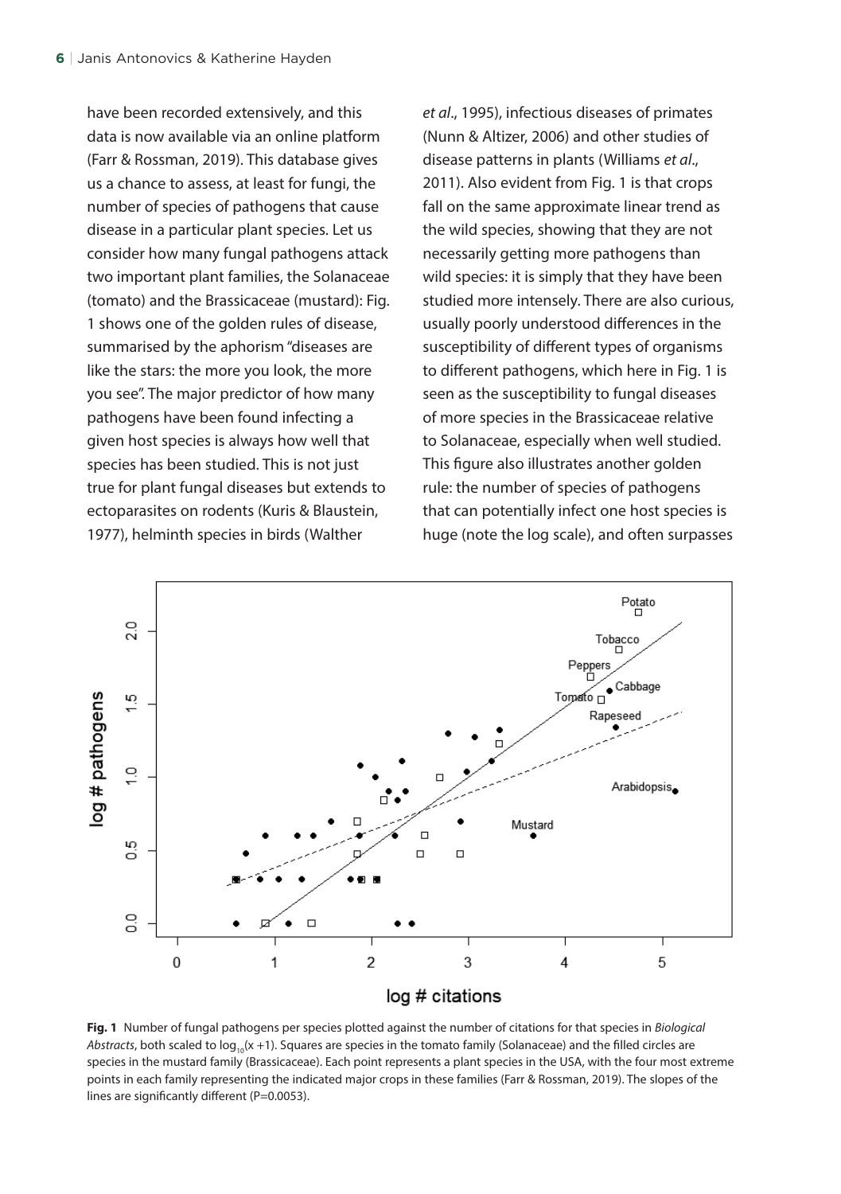have been recorded extensively, and this data is now available via an online platform (Farr & Rossman, 2019). This database gives us a chance to assess, at least for fungi, the number of species of pathogens that cause disease in a particular plant species. Let us consider how many fungal pathogens attack two important plant families, the Solanaceae (tomato) and the Brassicaceae (mustard): Fig. 1 shows one of the golden rules of disease, summarised by the aphorism "diseases are like the stars: the more you look, the more you see". The major predictor of how many pathogens have been found infecting a given host species is always how well that species has been studied. This is not just true for plant fungal diseases but extends to ectoparasites on rodents (Kuris & Blaustein, 1977), helminth species in birds (Walther *et al*., 1995), infectious diseases of primates (Nunn & Altizer, 2006) and other studies of disease patterns in plants (Williams *et al*., 2011). Also evident from Fig. 1 is that crops fall on the same approximate linear trend as the wild species, showing that they are not necessarily getting more pathogens than wild species: it is simply that they have been studied more intensely. There are also curious, usually poorly understood differences in the susceptibility of different types of organisms to different pathogens, which here in Fig. 1 is seen as the susceptibility to fungal diseases of more species in the Brassicaceae relative to Solanaceae, especially when well studied. This figure also illustrates another golden rule: the number of species of pathogens that can potentially infect one host species is huge (note the log scale), and often surpasses

**Fig. 1** Number of fungal pathogens per species plotted against the number of citations for that species in *Biological Abstracts*, both scaled to $\log_{10}(x+1)$. Squares are species in the tomato family (Solanaceae) and the filled circles are species in the mustard family (Brassicaceae). Each point represents a plant species in the USA, with the four most extreme points in each family representing the indicated major crops in these families (Farr & Rossman, 2019). The slopes of the lines are significantly different ($P=0.0053$).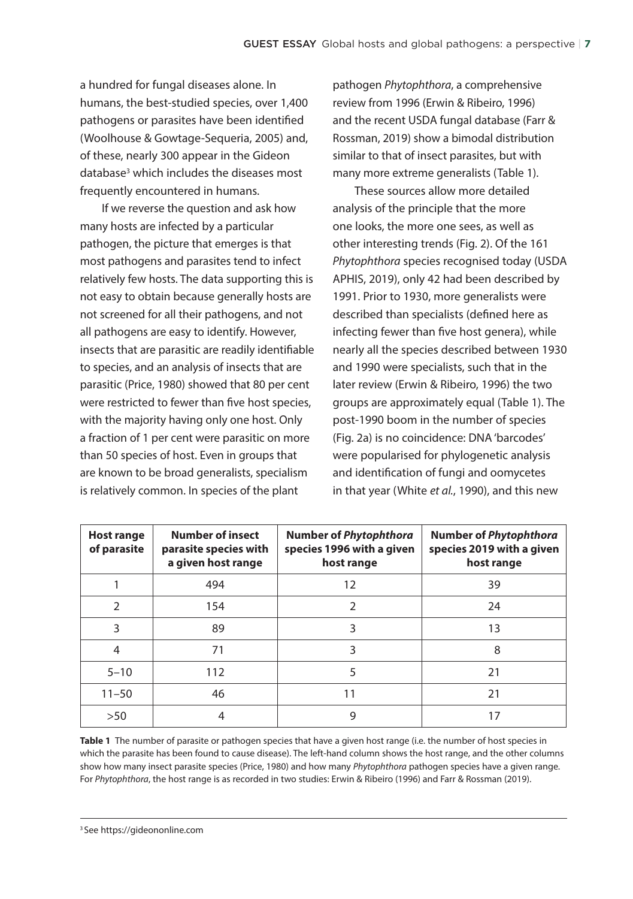a hundred for fungal diseases alone. In humans, the best-studied species, over 1,400 pathogens or parasites have been identified (Woolhouse & Gowtage-Sequeria, 2005) and, of these, nearly 300 appear in the Gideon database[3] which includes the diseases most frequently encountered in humans.

If we reverse the question and ask how many hosts are infected by a particular pathogen, the picture that emerges is that most pathogens and parasites tend to infect relatively few hosts. The data supporting this is not easy to obtain because generally hosts are not screened for all their pathogens, and not all pathogens are easy to identify. However, insects that are parasitic are readily identifiable to species, and an analysis of insects that are parasitic (Price, 1980) showed that 80 per cent were restricted to fewer than five host species, with the majority having only one host. Only a fraction of 1 per cent were parasitic on more than 50 species of host. Even in groups that are known to be broad generalists, specialism is relatively common. In species of the plant pathogen *Phytophthora*, a comprehensive review from 1996 (Erwin & Ribeiro, 1996) and the recent USDA fungal database (Farr & Rossman, 2019) show a bimodal distribution similar to that of insect parasites, but with many more extreme generalists (Table 1).

These sources allow more detailed analysis of the principle that the more one looks, the more one sees, as well as other interesting trends (Fig. 2). Of the 161 *Phytophthora* species recognised today (USDA APHIS, 2019), only 42 had been described by 1991. Prior to 1930, more generalists were described than specialists (defined here as infecting fewer than five host genera), while nearly all the species described between 1930 and 1990 were specialists, such that in the later review (Erwin & Ribeiro, 1996) the two groups are approximately equal (Table 1). The post-1990 boom in the number of species (Fig. 2a) is no coincidence: DNA 'barcodes' were popularised for phylogenetic analysis and identification of fungi and oomycetes in that year (White *et al.*, 1990), and this new

| Host range of parasite | Number of insect parasite species with a given host range | Number of *Phytophthora* species 1996 with a given host range | Number of *Phytophthora* species 2019 with a given host range |
|---|---|---|---|
| 1 | 494 | 12 | 39 |
| 2 | 154 | 2 | 24 |
| 3 | 89 | 3 | 13 |
| 4 | 71 | 3 | 8 |
| 5–10 | 112 | 5 | 21 |
| 11–50 | 46 | 11 | 21 |
| >50 | 4 | 9 | 17 |

**Table 1** The number of parasite or pathogen species that have a given host range (i.e. the number of host species in which the parasite has been found to cause disease). The left-hand column shows the host range, and the other columns show how many insect parasite species (Price, 1980) and how many *Phytophthora* pathogen species have a given range. For *Phytophthora*, the host range is as recorded in two studies: Erwin & Ribeiro (1996) and Farr & Rossman (2019).

[3] See https://gideononline.com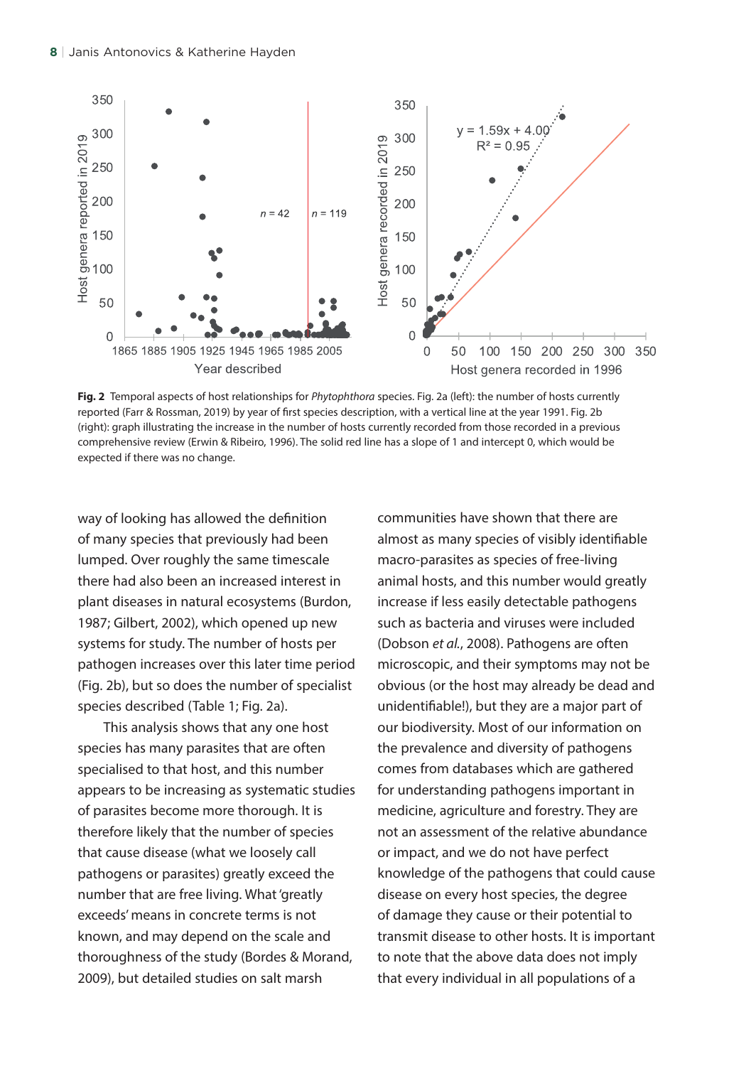**Fig. 2** Temporal aspects of host relationships for *Phytophthora* species. Fig. 2a (left): the number of hosts currently reported (Farr & Rossman, 2019) by year of first species description, with a vertical line at the year 1991. Fig. 2b (right): graph illustrating the increase in the number of hosts currently recorded from those recorded in a previous comprehensive review (Erwin & Ribeiro, 1996). The solid red line has a slope of 1 and intercept 0, which would be expected if there was no change.

way of looking has allowed the definition of many species that previously had been lumped. Over roughly the same timescale there had also been an increased interest in plant diseases in natural ecosystems (Burdon, 1987; Gilbert, 2002), which opened up new systems for study. The number of hosts per pathogen increases over this later time period (Fig. 2b), but so does the number of specialist species described (Table 1; Fig. 2a).

This analysis shows that any one host species has many parasites that are often specialised to that host, and this number appears to be increasing as systematic studies of parasites become more thorough. It is therefore likely that the number of species that cause disease (what we loosely call pathogens or parasites) greatly exceed the number that are free living. What 'greatly exceeds' means in concrete terms is not known, and may depend on the scale and thoroughness of the study (Bordes & Morand, 2009), but detailed studies on salt marsh communities have shown that there are almost as many species of visibly identifiable macro-parasites as species of free-living animal hosts, and this number would greatly increase if less easily detectable pathogens such as bacteria and viruses were included (Dobson *et al.*, 2008). Pathogens are often microscopic, and their symptoms may not be obvious (or the host may already be dead and unidentifiable!), but they are a major part of our biodiversity. Most of our information on the prevalence and diversity of pathogens comes from databases which are gathered for understanding pathogens important in medicine, agriculture and forestry. They are not an assessment of the relative abundance or impact, and we do not have perfect knowledge of the pathogens that could cause disease on every host species, the degree of damage they cause or their potential to transmit disease to other hosts. It is important to note that the above data does not imply that every individual in all populations of a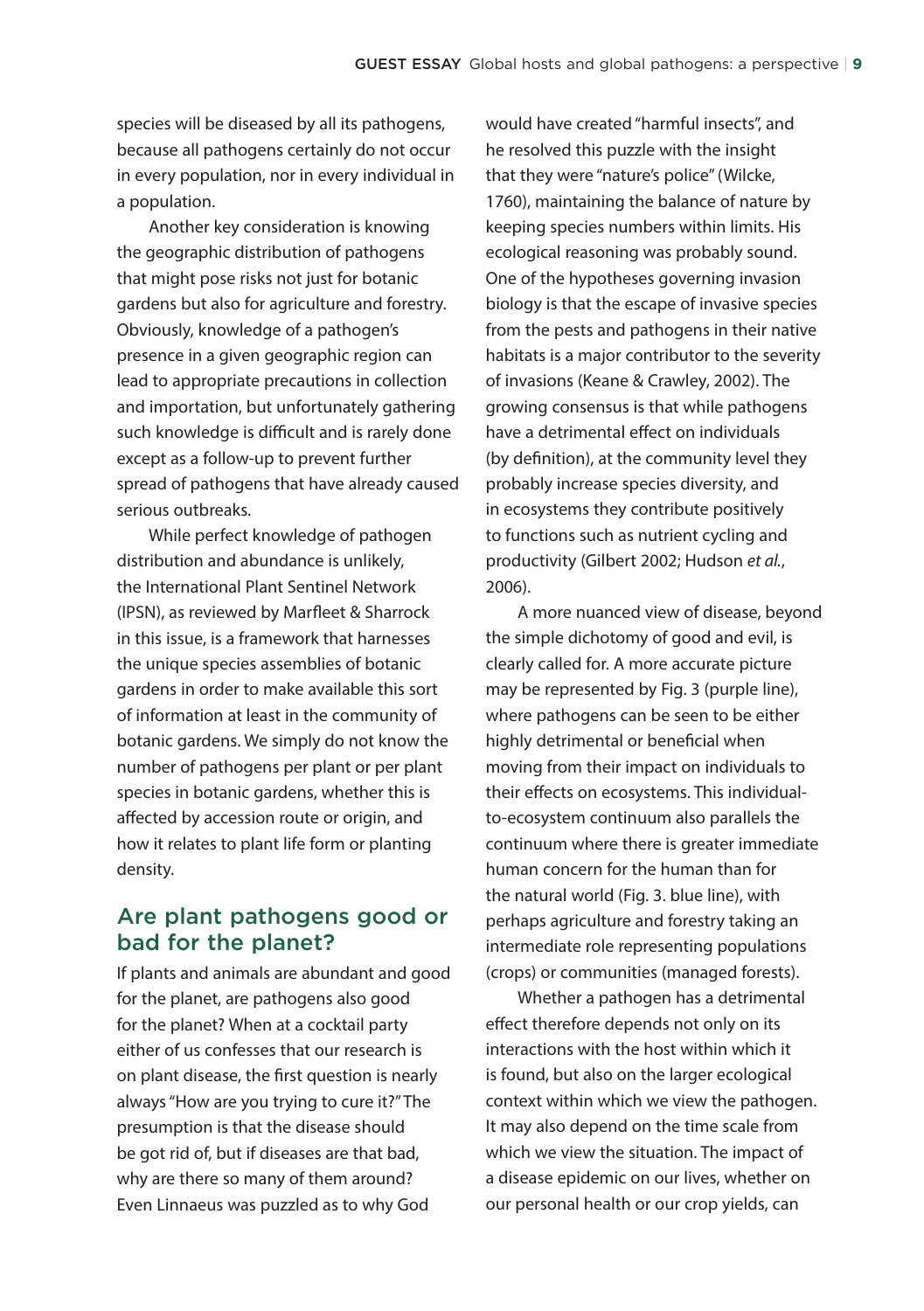species will be diseased by all its pathogens, because all pathogens certainly do not occur in every population, nor in every individual in a population.

Another key consideration is knowing the geographic distribution of pathogens that might pose risks not just for botanic gardens but also for agriculture and forestry. Obviously, knowledge of a pathogen's presence in a given geographic region can lead to appropriate precautions in collection and importation, but unfortunately gathering such knowledge is difficult and is rarely done except as a follow-up to prevent further spread of pathogens that have already caused serious outbreaks.

While perfect knowledge of pathogen distribution and abundance is unlikely, the International Plant Sentinel Network (IPSN), as reviewed by Marfleet & Sharrock in this issue, is a framework that harnesses the unique species assemblies of botanic gardens in order to make available this sort of information at least in the community of botanic gardens. We simply do not know the number of pathogens per plant or per plant species in botanic gardens, whether this is affected by accession route or origin, and how it relates to plant life form or planting density.

## Are plant pathogens good or bad for the planet?

If plants and animals are abundant and good for the planet, are pathogens also good for the planet? When at a cocktail party either of us confesses that our research is on plant disease, the first question is nearly always "How are you trying to cure it?" The presumption is that the disease should be got rid of, but if diseases are that bad, why are there so many of them around? Even Linnaeus was puzzled as to why God would have created "harmful insects", and he resolved this puzzle with the insight that they were "nature's police" (Wilcke, 1760), maintaining the balance of nature by keeping species numbers within limits. His ecological reasoning was probably sound. One of the hypotheses governing invasion biology is that the escape of invasive species from the pests and pathogens in their native habitats is a major contributor to the severity of invasions (Keane & Crawley, 2002). The growing consensus is that while pathogens have a detrimental effect on individuals (by definition), at the community level they probably increase species diversity, and in ecosystems they contribute positively to functions such as nutrient cycling and productivity (Gilbert 2002; Hudson *et al.*, 2006).

A more nuanced view of disease, beyond the simple dichotomy of good and evil, is clearly called for. A more accurate picture may be represented by Fig. 3 (purple line), where pathogens can be seen to be either highly detrimental or beneficial when moving from their impact on individuals to their effects on ecosystems. This individual-to-ecosystem continuum also parallels the continuum where there is greater immediate human concern for the human than for the natural world (Fig. 3. blue line), with perhaps agriculture and forestry taking an intermediate role representing populations (crops) or communities (managed forests).

Whether a pathogen has a detrimental effect therefore depends not only on its interactions with the host within which it is found, but also on the larger ecological context within which we view the pathogen. It may also depend on the time scale from which we view the situation. The impact of a disease epidemic on our lives, whether on our personal health or our crop yields, can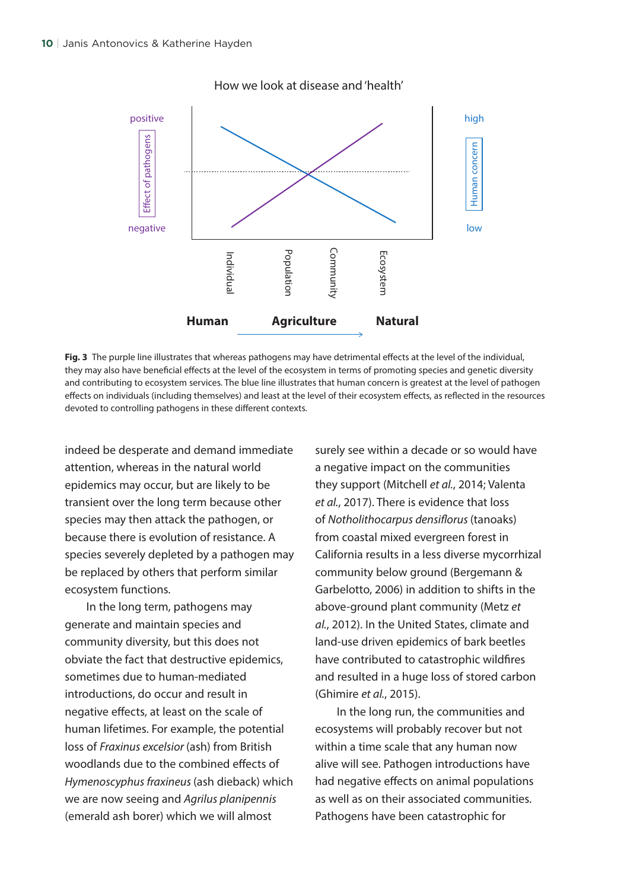Fig. 3 The purple line illustrates that whereas pathogens may have detrimental effects at the level of the individual, they may also have beneficial effects at the level of the ecosystem in terms of promoting species and genetic diversity and contributing to ecosystem services. The blue line illustrates that human concern is greatest at the level of pathogen effects on individuals (including themselves) and least at the level of their ecosystem effects, as reflected in the resources devoted to controlling pathogens in these different contexts.

indeed be desperate and demand immediate attention, whereas in the natural world epidemics may occur, but are likely to be transient over the long term because other species may then attack the pathogen, or because there is evolution of resistance. A species severely depleted by a pathogen may be replaced by others that perform similar ecosystem functions.

In the long term, pathogens may generate and maintain species and community diversity, but this does not obviate the fact that destructive epidemics, sometimes due to human-mediated introductions, do occur and result in negative effects, at least on the scale of human lifetimes. For example, the potential loss of *Fraxinus excelsior* (ash) from British woodlands due to the combined effects of *Hymenoscyphus fraxineus* (ash dieback) which we are now seeing and *Agrilus planipennis* (emerald ash borer) which we will almost surely see within a decade or so would have a negative impact on the communities they support (Mitchell *et al.*, 2014; Valenta *et al.*, 2017). There is evidence that loss of *Notholithocarpus densiflorus* (tanoaks) from coastal mixed evergreen forest in California results in a less diverse mycorrhizal community below ground (Bergemann & Garbelotto, 2006) in addition to shifts in the above-ground plant community (Metz *et al.*, 2012). In the United States, climate and land-use driven epidemics of bark beetles have contributed to catastrophic wildfires and resulted in a huge loss of stored carbon (Ghimire *et al.*, 2015).

In the long run, the communities and ecosystems will probably recover but not within a time scale that any human now alive will see. Pathogen introductions have had negative effects on animal populations as well as on their associated communities. Pathogens have been catastrophic for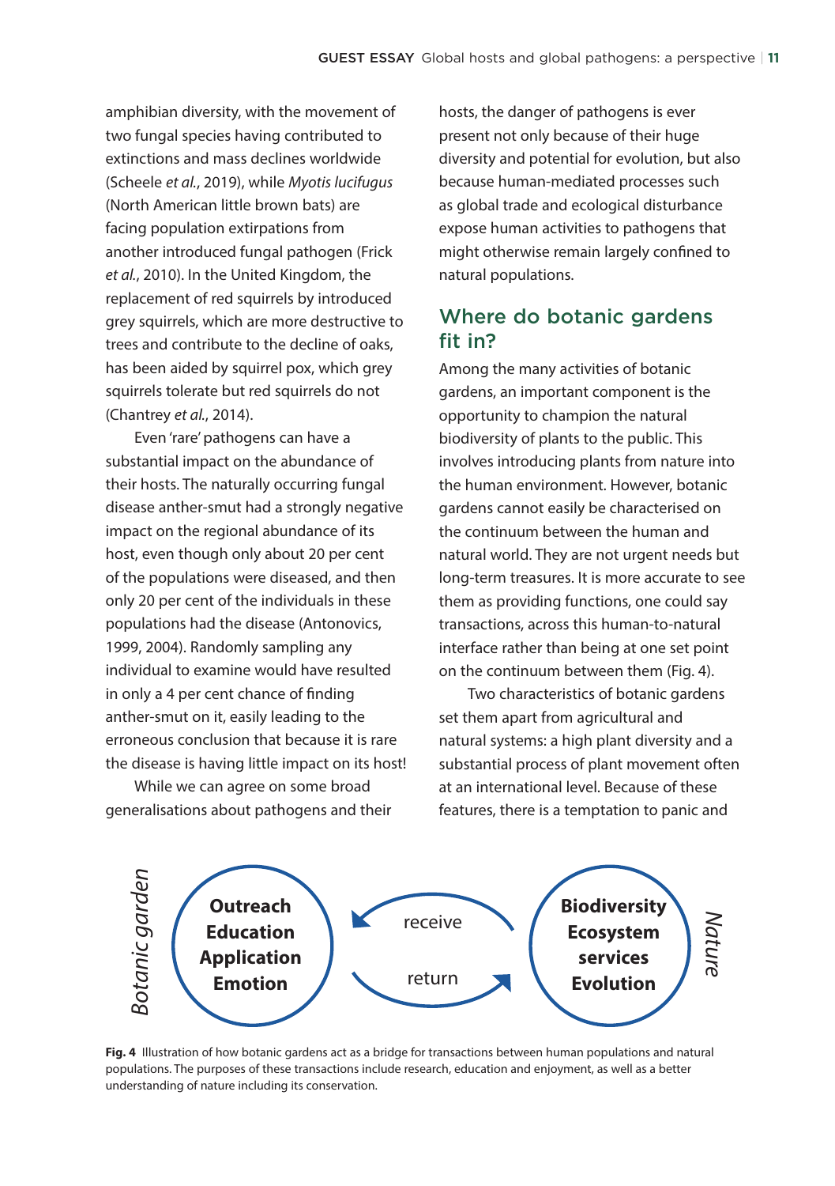amphibian diversity, with the movement of two fungal species having contributed to extinctions and mass declines worldwide (Scheele *et al.*, 2019), while *Myotis lucifugus* (North American little brown bats) are facing population extirpations from another introduced fungal pathogen (Frick *et al.*, 2010). In the United Kingdom, the replacement of red squirrels by introduced grey squirrels, which are more destructive to trees and contribute to the decline of oaks, has been aided by squirrel pox, which grey squirrels tolerate but red squirrels do not (Chantrey *et al.*, 2014).

Even 'rare' pathogens can have a substantial impact on the abundance of their hosts. The naturally occurring fungal disease anther-smut had a strongly negative impact on the regional abundance of its host, even though only about 20 per cent of the populations were diseased, and then only 20 per cent of the individuals in these populations had the disease (Antonovics, 1999, 2004). Randomly sampling any individual to examine would have resulted in only a 4 per cent chance of finding anther-smut on it, easily leading to the erroneous conclusion that because it is rare the disease is having little impact on its host!

While we can agree on some broad generalisations about pathogens and their hosts, the danger of pathogens is ever present not only because of their huge diversity and potential for evolution, but also because human-mediated processes such as global trade and ecological disturbance expose human activities to pathogens that might otherwise remain largely confined to natural populations.

## Where do botanic gardens fit in?

Among the many activities of botanic gardens, an important component is the opportunity to champion the natural biodiversity of plants to the public. This involves introducing plants from nature into the human environment. However, botanic gardens cannot easily be characterised on the continuum between the human and natural world. They are not urgent needs but long-term treasures. It is more accurate to see them as providing functions, one could say transactions, across this human-to-natural interface rather than being at one set point on the continuum between them (Fig. 4).

Two characteristics of botanic gardens set them apart from agricultural and natural systems: a high plant diversity and a substantial process of plant movement often at an international level. Because of these features, there is a temptation to panic and

*Botanic garden*: **Outreach**, **Education**, **Application**, **Emotion** ← receive / return → *Nature*: **Biodiversity**, **Ecosystem services**, **Evolution**

**Fig. 4** Illustration of how botanic gardens act as a bridge for transactions between human populations and natural populations. The purposes of these transactions include research, education and enjoyment, as well as a better understanding of nature including its conservation.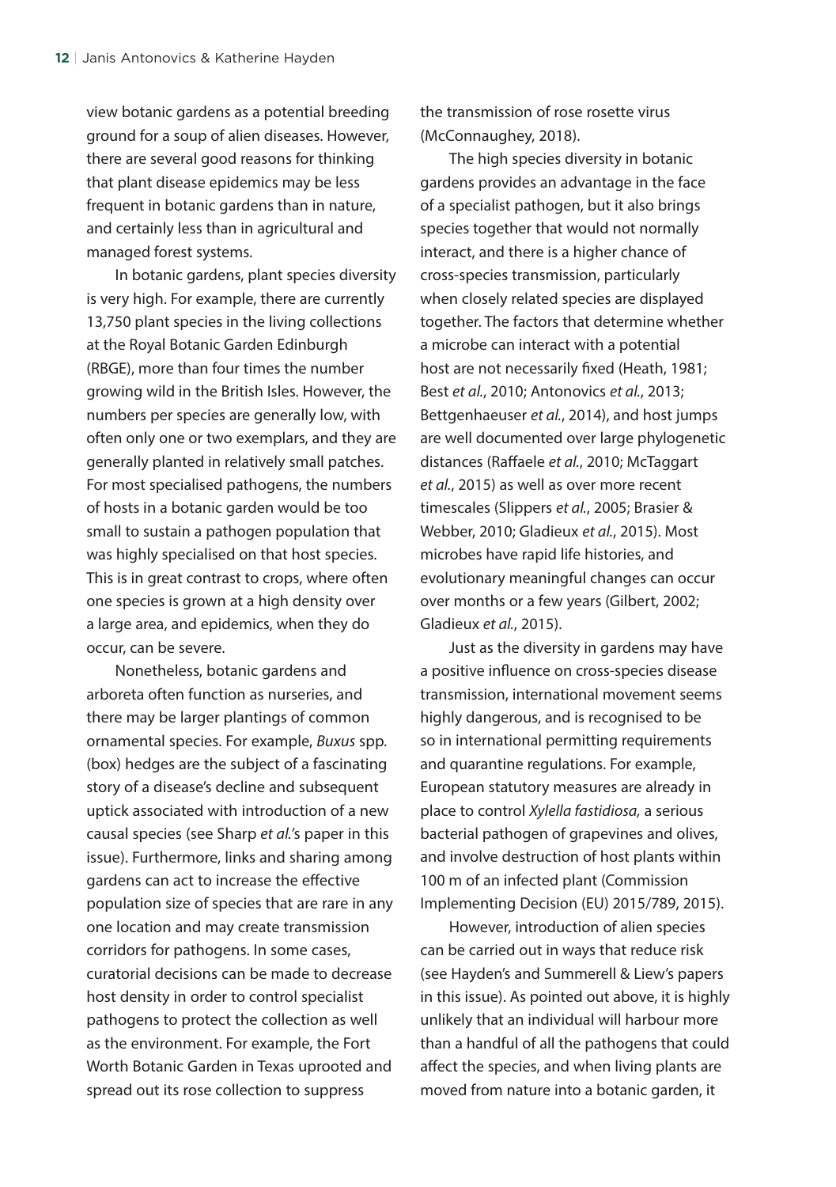view botanic gardens as a potential breeding ground for a soup of alien diseases. However, there are several good reasons for thinking that plant disease epidemics may be less frequent in botanic gardens than in nature, and certainly less than in agricultural and managed forest systems.

In botanic gardens, plant species diversity is very high. For example, there are currently 13,750 plant species in the living collections at the Royal Botanic Garden Edinburgh (RBGE), more than four times the number growing wild in the British Isles. However, the numbers per species are generally low, with often only one or two exemplars, and they are generally planted in relatively small patches. For most specialised pathogens, the numbers of hosts in a botanic garden would be too small to sustain a pathogen population that was highly specialised on that host species. This is in great contrast to crops, where often one species is grown at a high density over a large area, and epidemics, when they do occur, can be severe.

Nonetheless, botanic gardens and arboreta often function as nurseries, and there may be larger plantings of common ornamental species. For example, *Buxus* spp. (box) hedges are the subject of a fascinating story of a disease's decline and subsequent uptick associated with introduction of a new causal species (see Sharp *et al.*'s paper in this issue). Furthermore, links and sharing among gardens can act to increase the effective population size of species that are rare in any one location and may create transmission corridors for pathogens. In some cases, curatorial decisions can be made to decrease host density in order to control specialist pathogens to protect the collection as well as the environment. For example, the Fort Worth Botanic Garden in Texas uprooted and spread out its rose collection to suppress the transmission of rose rosette virus (McConnaughey, 2018).

The high species diversity in botanic gardens provides an advantage in the face of a specialist pathogen, but it also brings species together that would not normally interact, and there is a higher chance of cross-species transmission, particularly when closely related species are displayed together. The factors that determine whether a microbe can interact with a potential host are not necessarily fixed (Heath, 1981; Best *et al.*, 2010; Antonovics *et al.*, 2013; Bettgenhaeuser *et al.*, 2014), and host jumps are well documented over large phylogenetic distances (Raffaele *et al.*, 2010; McTaggart *et al.*, 2015) as well as over more recent timescales (Slippers *et al.*, 2005; Brasier & Webber, 2010; Gladieux *et al.*, 2015). Most microbes have rapid life histories, and evolutionary meaningful changes can occur over months or a few years (Gilbert, 2002; Gladieux *et al.*, 2015).

Just as the diversity in gardens may have a positive influence on cross-species disease transmission, international movement seems highly dangerous, and is recognised to be so in international permitting requirements and quarantine regulations. For example, European statutory measures are already in place to control *Xylella fastidiosa,* a serious bacterial pathogen of grapevines and olives, and involve destruction of host plants within 100 m of an infected plant (Commission Implementing Decision (EU) 2015/789, 2015).

However, introduction of alien species can be carried out in ways that reduce risk (see Hayden's and Summerell & Liew's papers in this issue). As pointed out above, it is highly unlikely that an individual will harbour more than a handful of all the pathogens that could affect the species, and when living plants are moved from nature into a botanic garden, it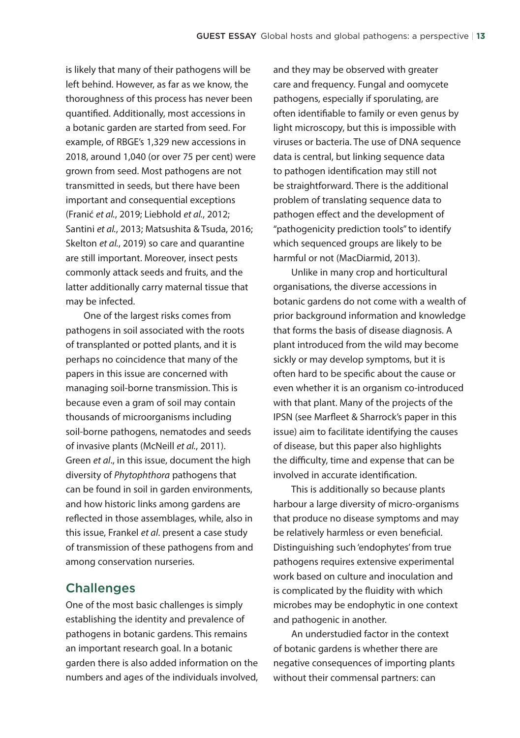is likely that many of their pathogens will be left behind. However, as far as we know, the thoroughness of this process has never been quantified. Additionally, most accessions in a botanic garden are started from seed. For example, of RBGE's 1,329 new accessions in 2018, around 1,040 (or over 75 per cent) were grown from seed. Most pathogens are not transmitted in seeds, but there have been important and consequential exceptions (Franić *et al.*, 2019; Liebhold *et al.*, 2012; Santini *et al.*, 2013; Matsushita & Tsuda, 2016; Skelton *et al.*, 2019) so care and quarantine are still important. Moreover, insect pests commonly attack seeds and fruits, and the latter additionally carry maternal tissue that may be infected.

One of the largest risks comes from pathogens in soil associated with the roots of transplanted or potted plants, and it is perhaps no coincidence that many of the papers in this issue are concerned with managing soil-borne transmission. This is because even a gram of soil may contain thousands of microorganisms including soil-borne pathogens, nematodes and seeds of invasive plants (McNeill *et al.*, 2011). Green *et al*., in this issue, document the high diversity of *Phytophthora* pathogens that can be found in soil in garden environments, and how historic links among gardens are reflected in those assemblages, while, also in this issue, Frankel *et al*. present a case study of transmission of these pathogens from and among conservation nurseries.

## Challenges

One of the most basic challenges is simply establishing the identity and prevalence of pathogens in botanic gardens. This remains an important research goal. In a botanic garden there is also added information on the numbers and ages of the individuals involved, and they may be observed with greater care and frequency. Fungal and oomycete pathogens, especially if sporulating, are often identifiable to family or even genus by light microscopy, but this is impossible with viruses or bacteria. The use of DNA sequence data is central, but linking sequence data to pathogen identification may still not be straightforward. There is the additional problem of translating sequence data to pathogen effect and the development of "pathogenicity prediction tools" to identify which sequenced groups are likely to be harmful or not (MacDiarmid, 2013).

Unlike in many crop and horticultural organisations, the diverse accessions in botanic gardens do not come with a wealth of prior background information and knowledge that forms the basis of disease diagnosis. A plant introduced from the wild may become sickly or may develop symptoms, but it is often hard to be specific about the cause or even whether it is an organism co-introduced with that plant. Many of the projects of the IPSN (see Marfleet & Sharrock's paper in this issue) aim to facilitate identifying the causes of disease, but this paper also highlights the difficulty, time and expense that can be involved in accurate identification.

This is additionally so because plants harbour a large diversity of micro-organisms that produce no disease symptoms and may be relatively harmless or even beneficial. Distinguishing such 'endophytes' from true pathogens requires extensive experimental work based on culture and inoculation and is complicated by the fluidity with which microbes may be endophytic in one context and pathogenic in another.

An understudied factor in the context of botanic gardens is whether there are negative consequences of importing plants without their commensal partners: can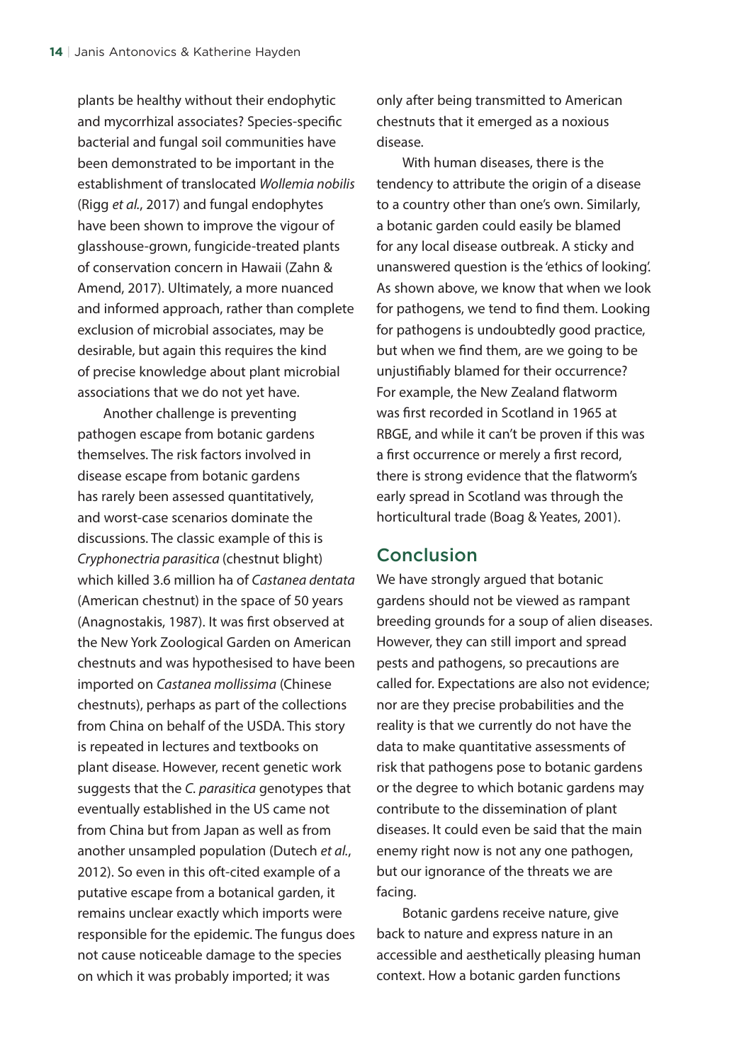plants be healthy without their endophytic and mycorrhizal associates? Species-specific bacterial and fungal soil communities have been demonstrated to be important in the establishment of translocated *Wollemia nobilis* (Rigg *et al.*, 2017) and fungal endophytes have been shown to improve the vigour of glasshouse-grown, fungicide-treated plants of conservation concern in Hawaii (Zahn & Amend, 2017). Ultimately, a more nuanced and informed approach, rather than complete exclusion of microbial associates, may be desirable, but again this requires the kind of precise knowledge about plant microbial associations that we do not yet have.

Another challenge is preventing pathogen escape from botanic gardens themselves. The risk factors involved in disease escape from botanic gardens has rarely been assessed quantitatively, and worst-case scenarios dominate the discussions. The classic example of this is *Cryphonectria parasitica* (chestnut blight) which killed 3.6 million ha of *Castanea dentata* (American chestnut) in the space of 50 years (Anagnostakis, 1987). It was first observed at the New York Zoological Garden on American chestnuts and was hypothesised to have been imported on *Castanea mollissima* (Chinese chestnuts), perhaps as part of the collections from China on behalf of the USDA. This story is repeated in lectures and textbooks on plant disease. However, recent genetic work suggests that the *C. parasitica* genotypes that eventually established in the US came not from China but from Japan as well as from another unsampled population (Dutech *et al.*, 2012). So even in this oft-cited example of a putative escape from a botanical garden, it remains unclear exactly which imports were responsible for the epidemic. The fungus does not cause noticeable damage to the species on which it was probably imported; it was only after being transmitted to American chestnuts that it emerged as a noxious disease.

With human diseases, there is the tendency to attribute the origin of a disease to a country other than one's own. Similarly, a botanic garden could easily be blamed for any local disease outbreak. A sticky and unanswered question is the 'ethics of looking'. As shown above, we know that when we look for pathogens, we tend to find them. Looking for pathogens is undoubtedly good practice, but when we find them, are we going to be unjustifiably blamed for their occurrence? For example, the New Zealand flatworm was first recorded in Scotland in 1965 at RBGE, and while it can't be proven if this was a first occurrence or merely a first record, there is strong evidence that the flatworm's early spread in Scotland was through the horticultural trade (Boag & Yeates, 2001).

## Conclusion

We have strongly argued that botanic gardens should not be viewed as rampant breeding grounds for a soup of alien diseases. However, they can still import and spread pests and pathogens, so precautions are called for. Expectations are also not evidence; nor are they precise probabilities and the reality is that we currently do not have the data to make quantitative assessments of risk that pathogens pose to botanic gardens or the degree to which botanic gardens may contribute to the dissemination of plant diseases. It could even be said that the main enemy right now is not any one pathogen, but our ignorance of the threats we are facing.

Botanic gardens receive nature, give back to nature and express nature in an accessible and aesthetically pleasing human context. How a botanic garden functions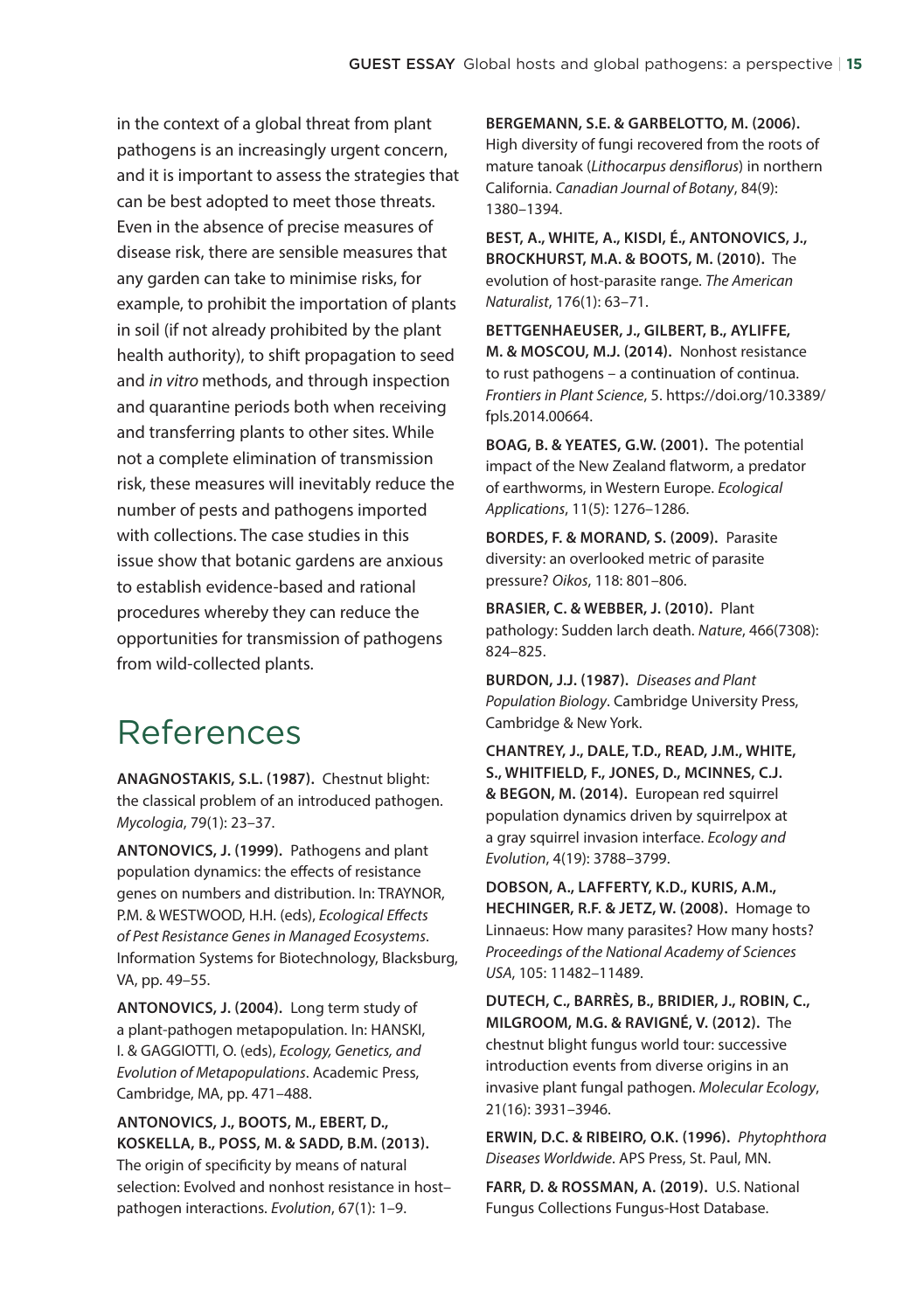in the context of a global threat from plant pathogens is an increasingly urgent concern, and it is important to assess the strategies that can be best adopted to meet those threats. Even in the absence of precise measures of disease risk, there are sensible measures that any garden can take to minimise risks, for example, to prohibit the importation of plants in soil (if not already prohibited by the plant health authority), to shift propagation to seed and *in vitro* methods, and through inspection and quarantine periods both when receiving and transferring plants to other sites. While not a complete elimination of transmission risk, these measures will inevitably reduce the number of pests and pathogens imported with collections. The case studies in this issue show that botanic gardens are anxious to establish evidence-based and rational procedures whereby they can reduce the opportunities for transmission of pathogens from wild-collected plants.

## References

**ANAGNOSTAKIS, S.L. (1987).** Chestnut blight: the classical problem of an introduced pathogen. *Mycologia*, 79(1): 23–37.

**ANTONOVICS, J. (1999).** Pathogens and plant population dynamics: the effects of resistance genes on numbers and distribution. In: TRAYNOR, P.M. & WESTWOOD, H.H. (eds), *Ecological Effects of Pest Resistance Genes in Managed Ecosystems*. Information Systems for Biotechnology, Blacksburg, VA, pp. 49–55.

**ANTONOVICS, J. (2004).** Long term study of a plant-pathogen metapopulation. In: HANSKI, I. & GAGGIOTTI, O. (eds), *Ecology, Genetics, and Evolution of Metapopulations*. Academic Press, Cambridge, MA, pp. 471–488.

**ANTONOVICS, J., BOOTS, M., EBERT, D., KOSKELLA, B., POSS, M. & SADD, B.M. (2013).** The origin of specificity by means of natural selection: Evolved and nonhost resistance in host–pathogen interactions. *Evolution*, 67(1): 1–9.

**BERGEMANN, S.E. & GARBELOTTO, M. (2006).** High diversity of fungi recovered from the roots of mature tanoak (*Lithocarpus densiflorus*) in northern California. *Canadian Journal of Botany*, 84(9): 1380–1394.

**BEST, A., WHITE, A., KISDI, É., ANTONOVICS, J., BROCKHURST, M.A. & BOOTS, M. (2010).** The evolution of host-parasite range. *The American Naturalist*, 176(1): 63–71.

**BETTGENHAEUSER, J., GILBERT, B., AYLIFFE, M. & MOSCOU, M.J. (2014).** Nonhost resistance to rust pathogens – a continuation of continua. *Frontiers in Plant Science*, 5. https://doi.org/10.3389/fpls.2014.00664.

**BOAG, B. & YEATES, G.W. (2001).** The potential impact of the New Zealand flatworm, a predator of earthworms, in Western Europe. *Ecological Applications*, 11(5): 1276–1286.

**BORDES, F. & MORAND, S. (2009).** Parasite diversity: an overlooked metric of parasite pressure? *Oikos*, 118: 801–806.

**BRASIER, C. & WEBBER, J. (2010).** Plant pathology: Sudden larch death. *Nature*, 466(7308): 824–825.

**BURDON, J.J. (1987).** *Diseases and Plant Population Biology*. Cambridge University Press, Cambridge & New York.

**CHANTREY, J., DALE, T.D., READ, J.M., WHITE, S., WHITFIELD, F., JONES, D., MCINNES, C.J. & BEGON, M. (2014).** European red squirrel population dynamics driven by squirrelpox at a gray squirrel invasion interface. *Ecology and Evolution*, 4(19): 3788–3799.

**DOBSON, A., LAFFERTY, K.D., KURIS, A.M., HECHINGER, R.F. & JETZ, W. (2008).** Homage to Linnaeus: How many parasites? How many hosts? *Proceedings of the National Academy of Sciences USA*, 105: 11482–11489.

**DUTECH, C., BARRÈS, B., BRIDIER, J., ROBIN, C., MILGROOM, M.G. & RAVIGNÉ, V. (2012).** The chestnut blight fungus world tour: successive introduction events from diverse origins in an invasive plant fungal pathogen. *Molecular Ecology*, 21(16): 3931–3946.

**ERWIN, D.C. & RIBEIRO, O.K. (1996).** *Phytophthora Diseases Worldwide*. APS Press, St. Paul, MN.

**FARR, D. & ROSSMAN, A. (2019).** U.S. National Fungus Collections Fungus-Host Database.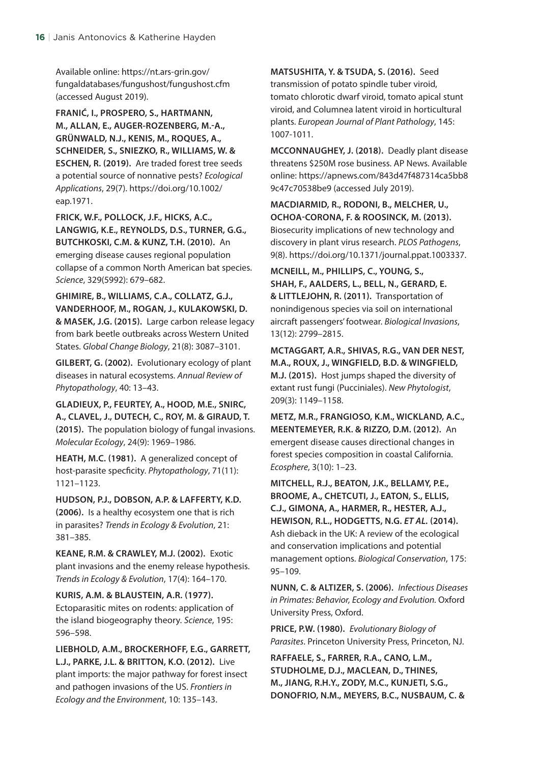Available online: https://nt.ars-grin.gov/fungaldatabases/fungushost/fungushost.cfm (accessed August 2019).

**FRANIĆ, I., PROSPERO, S., HARTMANN, M., ALLAN, E., AUGER-ROZENBERG, M.-A., GRÜNWALD, N.J., KENIS, M., ROQUES, A., SCHNEIDER, S., SNIEZKO, R., WILLIAMS, W. & ESCHEN, R. (2019).** Are traded forest tree seeds a potential source of nonnative pests? *Ecological Applications*, 29(7). https://doi.org/10.1002/eap.1971.

**FRICK, W.F., POLLOCK, J.F., HICKS, A.C., LANGWIG, K.E., REYNOLDS, D.S., TURNER, G.G., BUTCHKOSKI, C.M. & KUNZ, T.H. (2010).** An emerging disease causes regional population collapse of a common North American bat species. *Science*, 329(5992): 679–682.

**GHIMIRE, B., WILLIAMS, C.A., COLLATZ, G.J., VANDERHOOF, M., ROGAN, J., KULAKOWSKI, D. & MASEK, J.G. (2015).** Large carbon release legacy from bark beetle outbreaks across Western United States. *Global Change Biology*, 21(8): 3087–3101.

**GILBERT, G. (2002).** Evolutionary ecology of plant diseases in natural ecosystems. *Annual Review of Phytopathology*, 40: 13–43.

**GLADIEUX, P., FEURTEY, A., HOOD, M.E., SNIRC, A., CLAVEL, J., DUTECH, C., ROY, M. & GIRAUD, T. (2015).** The population biology of fungal invasions. *Molecular Ecology*, 24(9): 1969–1986.

**HEATH, M.C. (1981).** A generalized concept of host-parasite specficity. *Phytopathology*, 71(11): 1121–1123.

**HUDSON, P.J., DOBSON, A.P. & LAFFERTY, K.D. (2006).** Is a healthy ecosystem one that is rich in parasites? *Trends in Ecology & Evolution*, 21: 381–385.

**KEANE, R.M. & CRAWLEY, M.J. (2002).** Exotic plant invasions and the enemy release hypothesis. *Trends in Ecology & Evolution*, 17(4): 164–170.

**KURIS, A.M. & BLAUSTEIN, A.R. (1977).** Ectoparasitic mites on rodents: application of the island biogeography theory. *Science*, 195: 596–598.

**LIEBHOLD, A.M., BROCKERHOFF, E.G., GARRETT, L.J., PARKE, J.L. & BRITTON, K.O. (2012).** Live plant imports: the major pathway for forest insect and pathogen invasions of the US. *Frontiers in Ecology and the Environment*, 10: 135–143.

**MATSUSHITA, Y. & TSUDA, S. (2016).** Seed transmission of potato spindle tuber viroid, tomato chlorotic dwarf viroid, tomato apical stunt viroid, and Columnea latent viroid in horticultural plants. *European Journal of Plant Pathology*, 145: 1007-1011.

**MCCONNAUGHEY, J. (2018).** Deadly plant disease threatens $250M rose business. AP News. Available online: https://apnews.com/843d47f487314ca5bb89c47c70538be9 (accessed July 2019).

**MACDIARMID, R., RODONI, B., MELCHER, U., OCHOA-CORONA, F. & ROOSINCK, M. (2013).** Biosecurity implications of new technology and discovery in plant virus research. *PLOS Pathogens*, 9(8). https://doi.org/10.1371/journal.ppat.1003337.

**MCNEILL, M., PHILLIPS, C., YOUNG, S., SHAH, F., AALDERS, L., BELL, N., GERARD, E. & LITTLEJOHN, R. (2011).** Transportation of nonindigenous species via soil on international aircraft passengers' footwear. *Biological Invasions*, 13(12): 2799–2815.

**MCTAGGART, A.R., SHIVAS, R.G., VAN DER NEST, M.A., ROUX, J., WINGFIELD, B.D. & WINGFIELD, M.J. (2015).** Host jumps shaped the diversity of extant rust fungi (Pucciniales). *New Phytologist*, 209(3): 1149–1158.

**METZ, M.R., FRANGIOSO, K.M., WICKLAND, A.C., MEENTEMEYER, R.K. & RIZZO, D.M. (2012).** An emergent disease causes directional changes in forest species composition in coastal California. *Ecosphere*, 3(10): 1–23.

**MITCHELL, R.J., BEATON, J.K., BELLAMY, P.E., BROOME, A., CHETCUTI, J., EATON, S., ELLIS, C.J., GIMONA, A., HARMER, R., HESTER, A.J., HEWISON, R.L., HODGETTS, N.G. *ET AL*. (2014).** Ash dieback in the UK: A review of the ecological and conservation implications and potential management options. *Biological Conservation*, 175: 95–109.

**NUNN, C. & ALTIZER, S. (2006).** *Infectious Diseases in Primates: Behavior, Ecology and Evolution.* Oxford University Press, Oxford.

**PRICE, P.W. (1980).** *Evolutionary Biology of Parasites*. Princeton University Press, Princeton, NJ.

**RAFFAELE, S., FARRER, R.A., CANO, L.M., STUDHOLME, D.J., MACLEAN, D., THINES, M., JIANG, R.H.Y., ZODY, M.C., KUNJETI, S.G., DONOFRIO, N.M., MEYERS, B.C., NUSBAUM, C. &**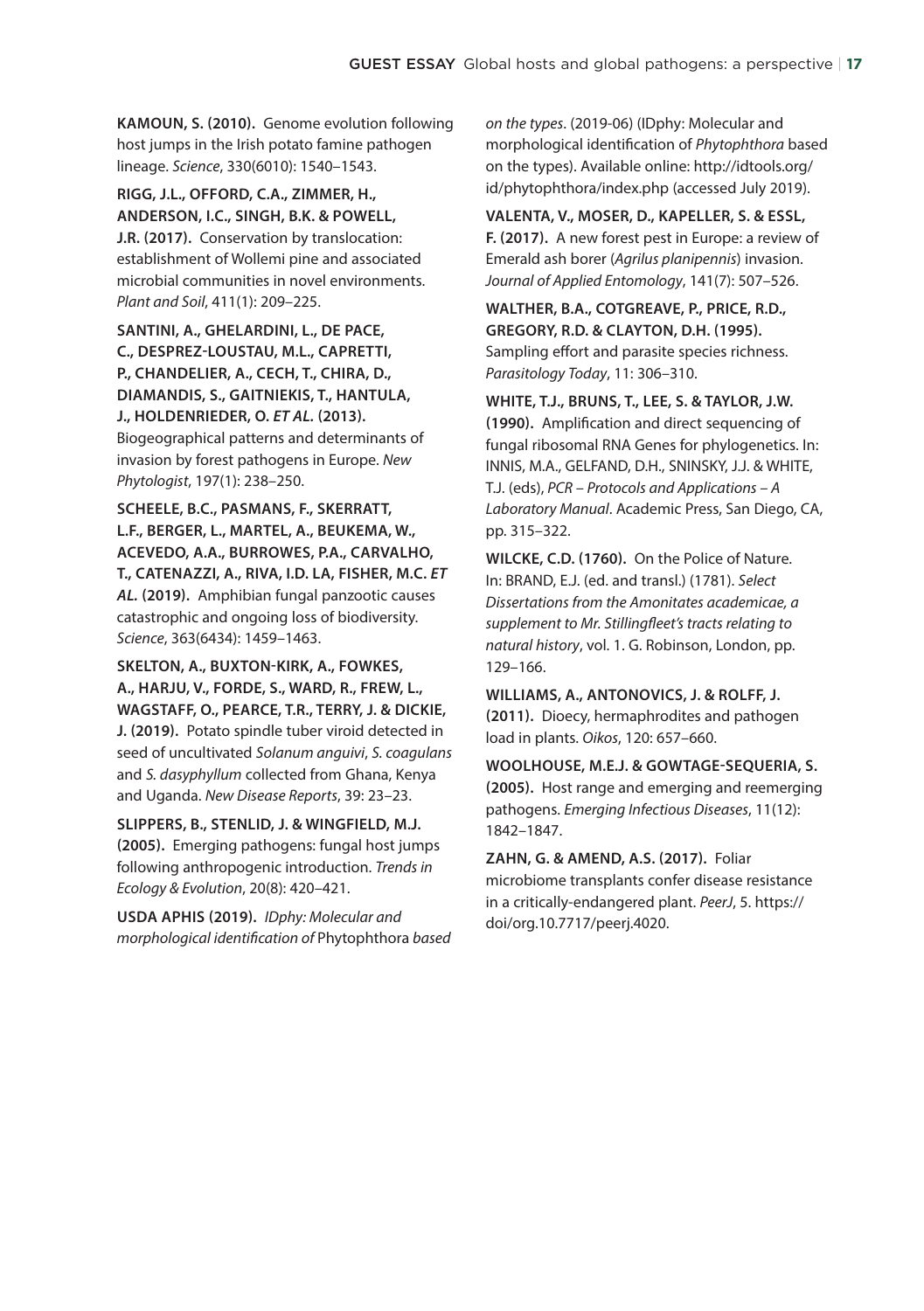**KAMOUN, S. (2010).** Genome evolution following host jumps in the Irish potato famine pathogen lineage. *Science*, 330(6010): 1540–1543.

**RIGG, J.L., OFFORD, C.A., ZIMMER, H., ANDERSON, I.C., SINGH, B.K. & POWELL, J.R. (2017).** Conservation by translocation: establishment of Wollemi pine and associated microbial communities in novel environments. *Plant and Soil*, 411(1): 209–225.

**SANTINI, A., GHELARDINI, L., DE PACE, C., DESPREZ-LOUSTAU, M.L., CAPRETTI, P., CHANDELIER, A., CECH, T., CHIRA, D., DIAMANDIS, S., GAITNIEKIS, T., HANTULA, J., HOLDENRIEDER, O. *ET AL.* (2013).** Biogeographical patterns and determinants of invasion by forest pathogens in Europe. *New Phytologist*, 197(1): 238–250.

**SCHEELE, B.C., PASMANS, F., SKERRATT, L.F., BERGER, L., MARTEL, A., BEUKEMA, W., ACEVEDO, A.A., BURROWES, P.A., CARVALHO, T., CATENAZZI, A., RIVA, I.D. LA, FISHER, M.C. *ET AL.* (2019).** Amphibian fungal panzootic causes catastrophic and ongoing loss of biodiversity. *Science*, 363(6434): 1459–1463.

**SKELTON, A., BUXTON-KIRK, A., FOWKES, A., HARJU, V., FORDE, S., WARD, R., FREW, L., WAGSTAFF, O., PEARCE, T.R., TERRY, J. & DICKIE, J. (2019).** Potato spindle tuber viroid detected in seed of uncultivated *Solanum anguivi*, *S. coagulans* and *S. dasyphyllum* collected from Ghana, Kenya and Uganda. *New Disease Reports*, 39: 23–23.

**SLIPPERS, B., STENLID, J. & WINGFIELD, M.J. (2005).** Emerging pathogens: fungal host jumps following anthropogenic introduction. *Trends in Ecology & Evolution*, 20(8): 420–421.

**USDA APHIS (2019).** *IDphy: Molecular and morphological identification of* Phytophthora *based on the types*. (2019-06) (IDphy: Molecular and morphological identification of *Phytophthora* based on the types). Available online: http://idtools.org/id/phytophthora/index.php (accessed July 2019).

**VALENTA, V., MOSER, D., KAPELLER, S. & ESSL, F. (2017).** A new forest pest in Europe: a review of Emerald ash borer (*Agrilus planipennis*) invasion. *Journal of Applied Entomology*, 141(7): 507–526.

**WALTHER, B.A., COTGREAVE, P., PRICE, R.D., GREGORY, R.D. & CLAYTON, D.H. (1995).** Sampling effort and parasite species richness. *Parasitology Today*, 11: 306–310.

**WHITE, T.J., BRUNS, T., LEE, S. & TAYLOR, J.W. (1990).** Amplification and direct sequencing of fungal ribosomal RNA Genes for phylogenetics. In: INNIS, M.A., GELFAND, D.H., SNINSKY, J.J. & WHITE, T.J. (eds), *PCR – Protocols and Applications – A Laboratory Manual*. Academic Press, San Diego, CA, pp. 315–322.

**WILCKE, C.D. (1760).** On the Police of Nature. In: BRAND, E.J. (ed. and transl.) (1781). *Select Dissertations from the Amonitates academicae, a supplement to Mr. Stillingfleet's tracts relating to natural history*, vol. 1. G. Robinson, London, pp. 129–166.

**WILLIAMS, A., ANTONOVICS, J. & ROLFF, J. (2011).** Dioecy, hermaphrodites and pathogen load in plants. *Oikos*, 120: 657–660.

**WOOLHOUSE, M.E.J. & GOWTAGE-SEQUERIA, S. (2005).** Host range and emerging and reemerging pathogens. *Emerging Infectious Diseases*, 11(12): 1842–1847.

**ZAHN, G. & AMEND, A.S. (2017).** Foliar microbiome transplants confer disease resistance in a critically-endangered plant. *PeerJ*, 5. https://doi/org.10.7717/peerj.4020.